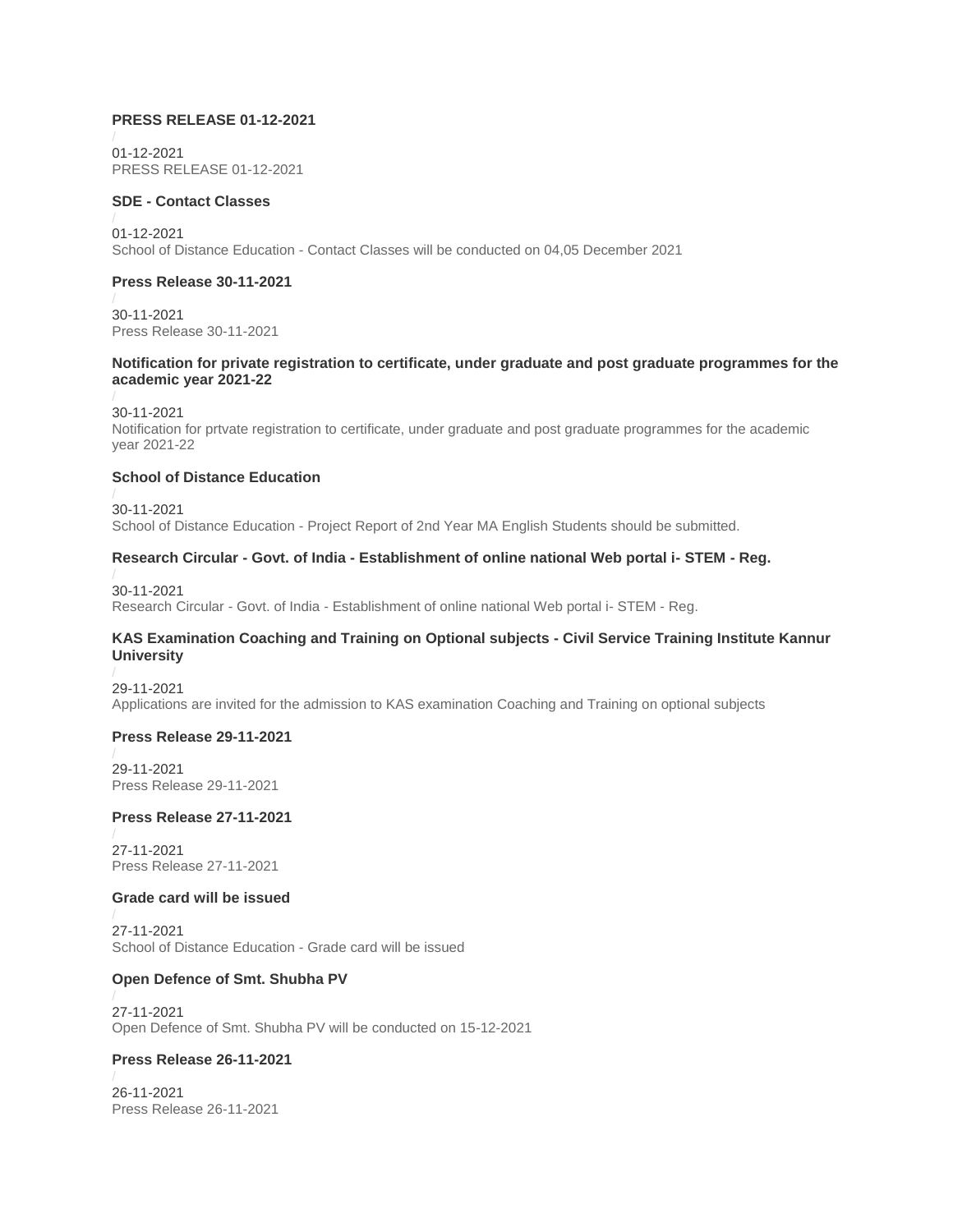**PRESS RELEASE 01-12-2021**

/
01-12-2021
PRESS RELEASE 01-12-2021

**SDE - Contact Classes**

/
01-12-2021
School of Distance Education - Contact Classes will be conducted on 04,05 December 2021

**Press Release 30-11-2021**

/
30-11-2021
Press Release 30-11-2021

**Notification for private registration to certificate, under graduate and post graduate programmes for the academic year 2021-22**

/
30-11-2021
Notification for prtvate registration to certificate, under graduate and post graduate programmes for the academic year 2021-22

**School of Distance Education**

/
30-11-2021
School of Distance Education - Project Report of 2nd Year MA English Students should be submitted.

**Research Circular - Govt. of India - Establishment of online national Web portal i- STEM - Reg.**

/
30-11-2021
Research Circular - Govt. of India - Establishment of online national Web portal i- STEM - Reg.

**KAS Examination Coaching and Training on Optional subjects - Civil Service Training Institute Kannur University**

/
29-11-2021
Applications are invited for the admission to KAS examination Coaching and Training on optional subjects

**Press Release 29-11-2021**

/
29-11-2021
Press Release 29-11-2021

**Press Release 27-11-2021**

/
27-11-2021
Press Release 27-11-2021

**Grade card will be issued**

/
27-11-2021
School of Distance Education - Grade card will be issued

**Open Defence of Smt. Shubha PV**

/
27-11-2021
Open Defence of Smt. Shubha PV will be conducted on 15-12-2021

**Press Release 26-11-2021**

/
26-11-2021
Press Release 26-11-2021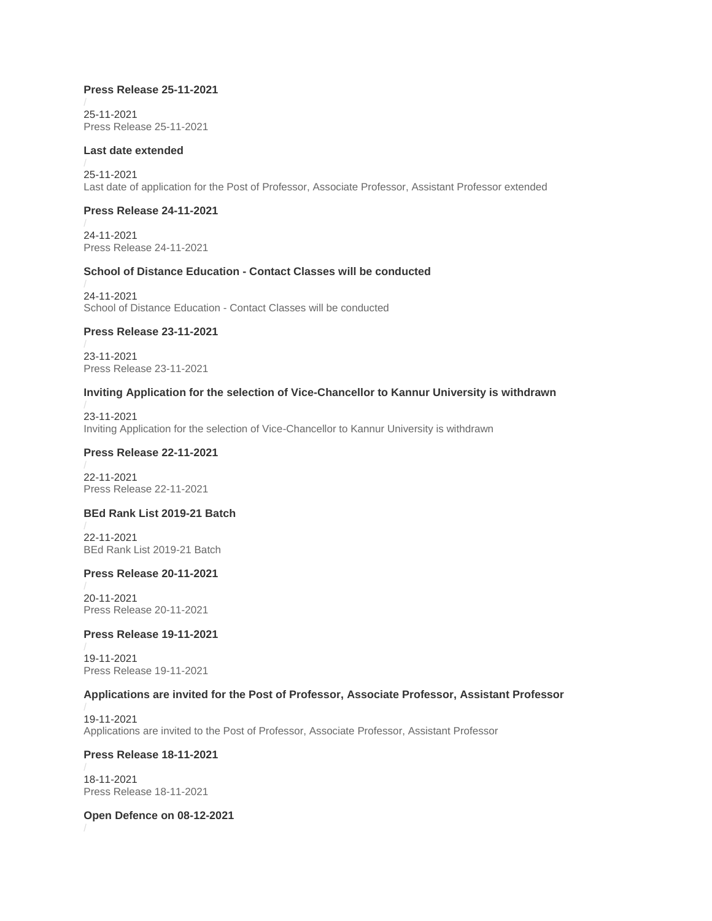**Press Release 25-11-2021**

/
25-11-2021
Press Release 25-11-2021

**Last date extended**

/
25-11-2021
Last date of application for the Post of Professor, Associate Professor, Assistant Professor extended

**Press Release 24-11-2021**

/
24-11-2021
Press Release 24-11-2021

**School of Distance Education - Contact Classes will be conducted**

/
24-11-2021
School of Distance Education - Contact Classes will be conducted

**Press Release 23-11-2021**

/
23-11-2021
Press Release 23-11-2021

**Inviting Application for the selection of Vice-Chancellor to Kannur University is withdrawn**

/
23-11-2021
Inviting Application for the selection of Vice-Chancellor to Kannur University is withdrawn

**Press Release 22-11-2021**

/
22-11-2021
Press Release 22-11-2021

**BEd Rank List 2019-21 Batch**

/
22-11-2021
BEd Rank List 2019-21 Batch

**Press Release 20-11-2021**

/
20-11-2021
Press Release 20-11-2021

**Press Release 19-11-2021**

/
19-11-2021
Press Release 19-11-2021

**Applications are invited for the Post of Professor, Associate Professor, Assistant Professor**

/
19-11-2021
Applications are invited to the Post of Professor, Associate Professor, Assistant Professor

**Press Release 18-11-2021**

/
18-11-2021
Press Release 18-11-2021

**Open Defence on 08-12-2021**

/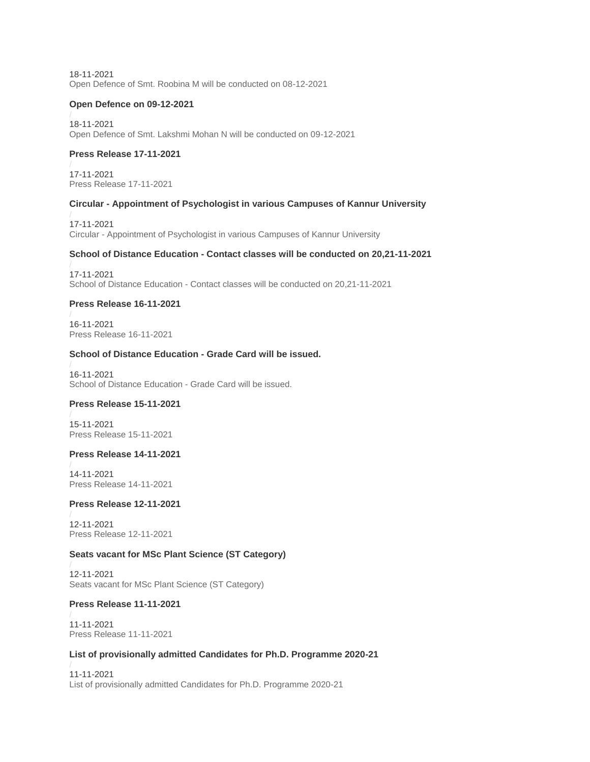18-11-2021
Open Defence of Smt. Roobina M will be conducted on 08-12-2021

**Open Defence on 09-12-2021**

/
18-11-2021
Open Defence of Smt. Lakshmi Mohan N will be conducted on 09-12-2021

**Press Release 17-11-2021**

/
17-11-2021
Press Release 17-11-2021

**Circular - Appointment of Psychologist in various Campuses of Kannur University**

/
17-11-2021
Circular - Appointment of Psychologist in various Campuses of Kannur University

**School of Distance Education - Contact classes will be conducted on 20,21-11-2021**

/
17-11-2021
School of Distance Education - Contact classes will be conducted on 20,21-11-2021

**Press Release 16-11-2021**

/
16-11-2021
Press Release 16-11-2021

**School of Distance Education - Grade Card will be issued.**

/
16-11-2021
School of Distance Education - Grade Card will be issued.

**Press Release 15-11-2021**

/
15-11-2021
Press Release 15-11-2021

**Press Release 14-11-2021**

/
14-11-2021
Press Release 14-11-2021

**Press Release 12-11-2021**

/
12-11-2021
Press Release 12-11-2021

**Seats vacant for MSc Plant Science (ST Category)**

/
12-11-2021
Seats vacant for MSc Plant Science (ST Category)

**Press Release 11-11-2021**

/
11-11-2021
Press Release 11-11-2021

**List of provisionally admitted Candidates for Ph.D. Programme 2020-21**

/
11-11-2021
List of provisionally admitted Candidates for Ph.D. Programme 2020-21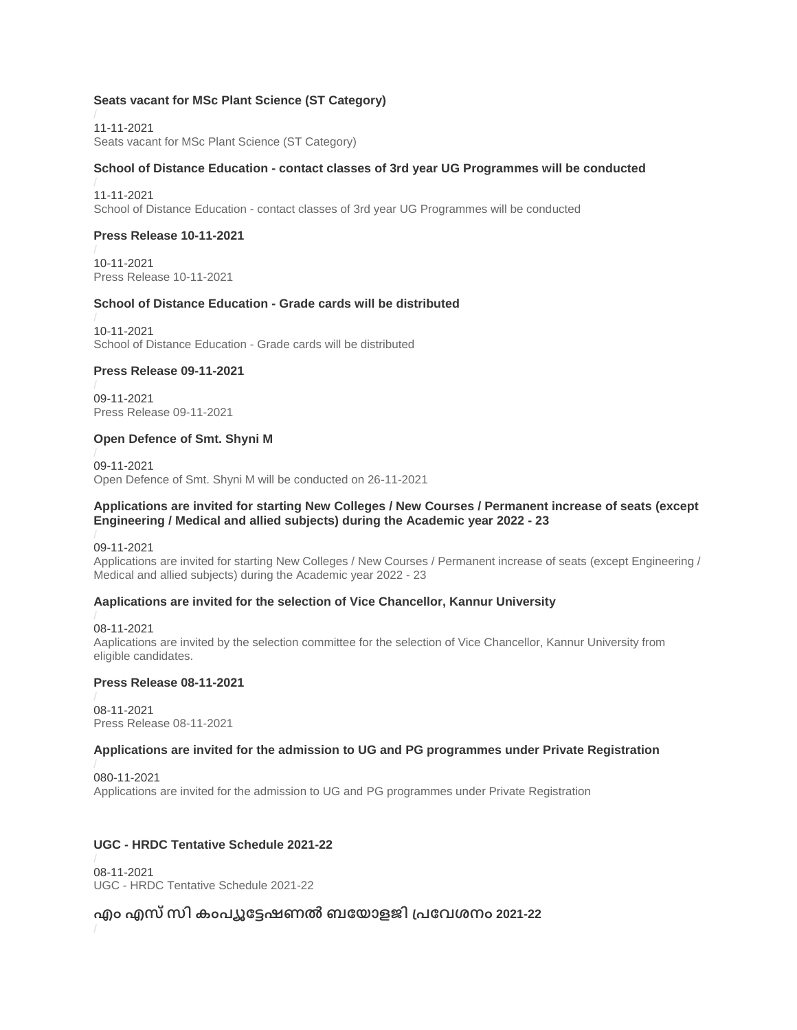### Seats vacant for MSc Plant Science (ST Category)

/

11-11-2021

Seats vacant for MSc Plant Science (ST Category)

### School of Distance Education - contact classes of 3rd year UG Programmes will be conducted

/

11-11-2021

School of Distance Education - contact classes of 3rd year UG Programmes will be conducted

### Press Release 10-11-2021

/

10-11-2021

Press Release 10-11-2021

### School of Distance Education - Grade cards will be distributed

/

10-11-2021

School of Distance Education - Grade cards will be distributed

### Press Release 09-11-2021

/

09-11-2021

Press Release 09-11-2021

### Open Defence of Smt. Shyni M

/

09-11-2021

Open Defence of Smt. Shyni M will be conducted on 26-11-2021

### Applications are invited for starting New Colleges / New Courses / Permanent increase of seats (except Engineering / Medical and allied subjects) during the Academic year 2022 - 23

/

09-11-2021

Applications are invited for starting New Colleges / New Courses / Permanent increase of seats (except Engineering / Medical and allied subjects) during the Academic year 2022 - 23

### Aaplications are invited for the selection of Vice Chancellor, Kannur University

/

08-11-2021

Aaplications are invited by the selection committee for the selection of Vice Chancellor, Kannur University from eligible candidates.

### Press Release 08-11-2021

/

08-11-2021

Press Release 08-11-2021

### Applications are invited for the admission to UG and PG programmes under Private Registration

/

080-11-2021

Applications are invited for the admission to UG and PG programmes under Private Registration

### UGC - HRDC Tentative Schedule 2021-22

/

08-11-2021

UGC - HRDC Tentative Schedule 2021-22

### എം എസ് സി കംപ്യൂട്ടേഷണൽ ബയോളജി പ്രവേശനം 2021-22

/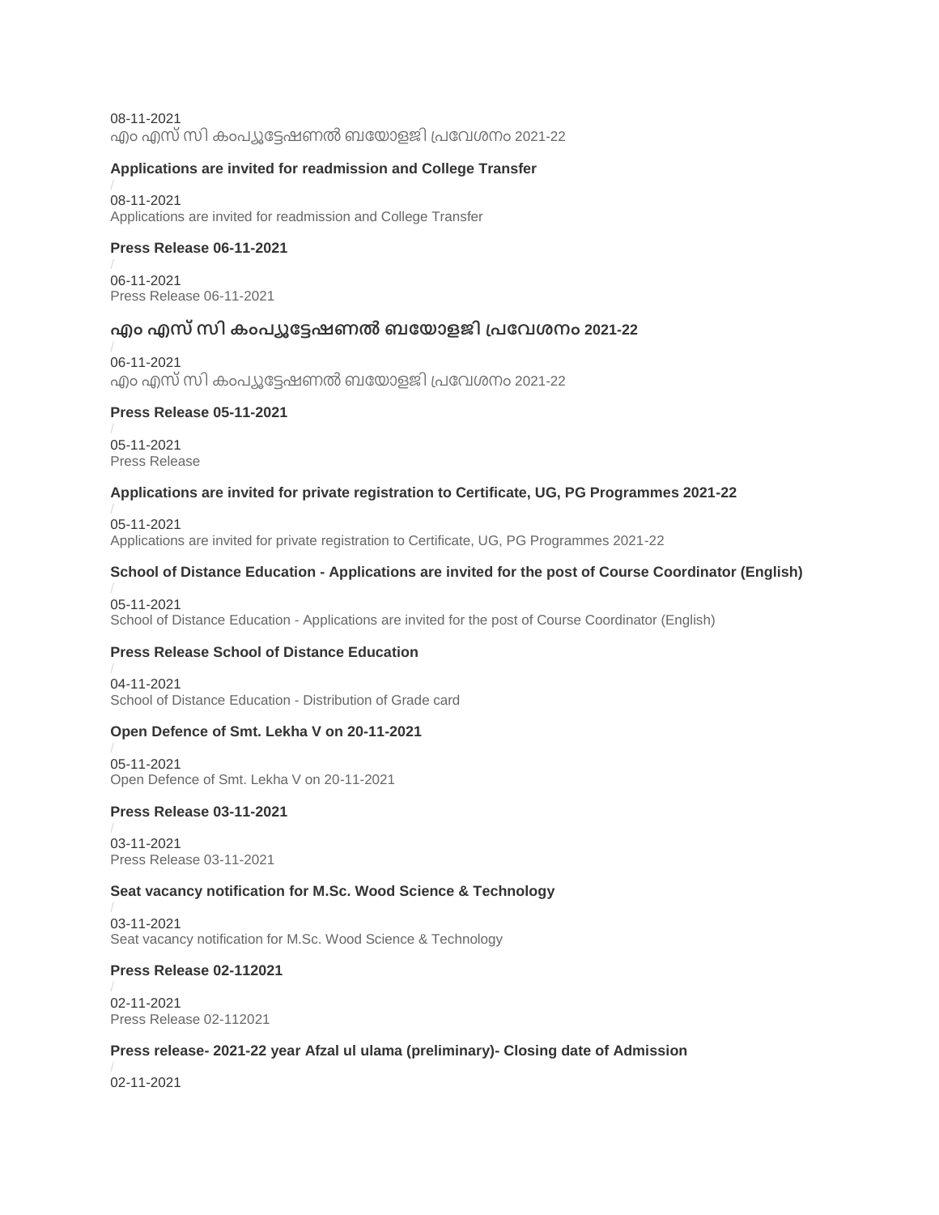08-11-2021
എം എസ് സി കംപ്യൂട്ടേഷണൽ ബയോളജി പ്രവേശനം 2021-22

**Applications are invited for readmission and College Transfer**

/
08-11-2021
Applications are invited for readmission and College Transfer

**Press Release 06-11-2021**

/
06-11-2021
Press Release 06-11-2021

**എം എസ് സി കംപ്യൂട്ടേഷണൽ ബയോളജി പ്രവേശനം 2021-22**

/
06-11-2021
എം എസ് സി കംപ്യൂട്ടേഷണൽ ബയോളജി പ്രവേശനം 2021-22

**Press Release 05-11-2021**

/
05-11-2021
Press Release

**Applications are invited for private registration to Certificate, UG, PG Programmes 2021-22**

/
05-11-2021
Applications are invited for private registration to Certificate, UG, PG Programmes 2021-22

**School of Distance Education - Applications are invited for the post of Course Coordinator (English)**

/
05-11-2021
School of Distance Education - Applications are invited for the post of Course Coordinator (English)

**Press Release School of Distance Education**

/
04-11-2021
School of Distance Education - Distribution of Grade card

**Open Defence of Smt. Lekha V on 20-11-2021**

/
05-11-2021
Open Defence of Smt. Lekha V on 20-11-2021

**Press Release 03-11-2021**

/
03-11-2021
Press Release 03-11-2021

**Seat vacancy notification for M.Sc. Wood Science & Technology**

/
03-11-2021
Seat vacancy notification for M.Sc. Wood Science & Technology

**Press Release 02-112021**

/
02-11-2021
Press Release 02-112021

**Press release- 2021-22 year Afzal ul ulama (preliminary)- Closing date of Admission**

/
02-11-2021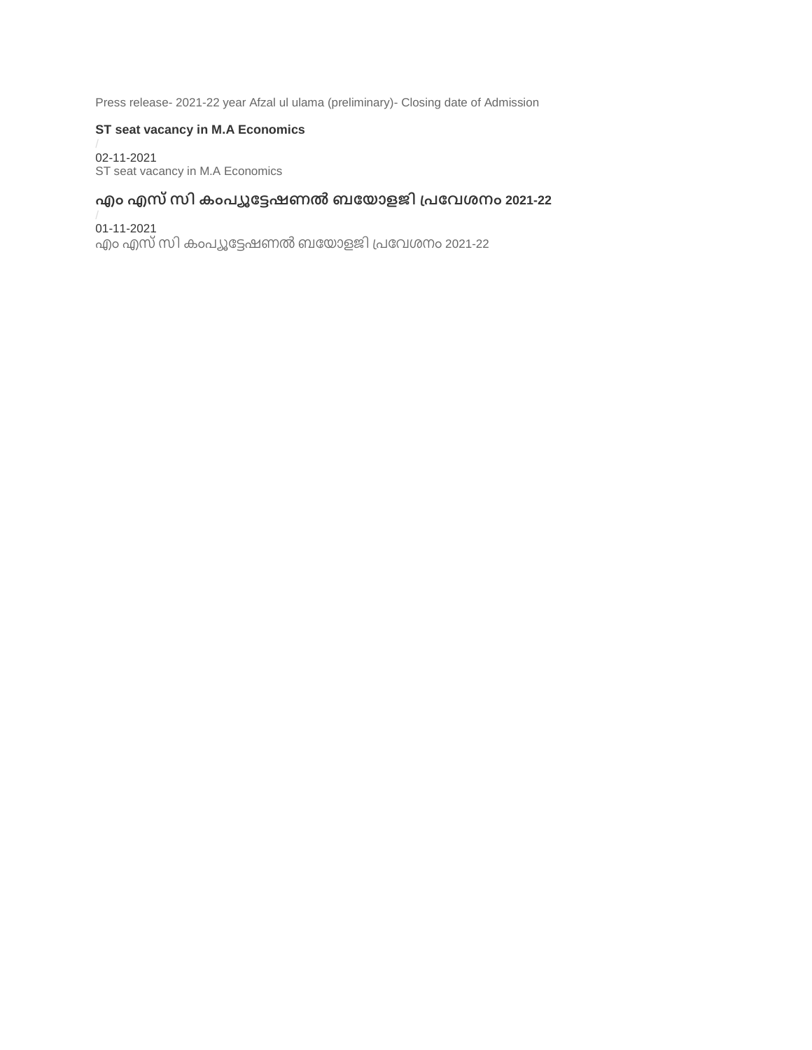Press release- 2021-22 year Afzal ul ulama (preliminary)- Closing date of Admission

**ST seat vacancy in M.A Economics**

/

02-11-2021

ST seat vacancy in M.A Economics

**എം എസ് സി കംപ്യൂട്ടേഷണൽ ബയോളജി പ്രവേശനം 2021-22**

/

01-11-2021

എം എസ് സി കംപ്യൂട്ടേഷണൽ ബയോളജി പ്രവേശനം 2021-22